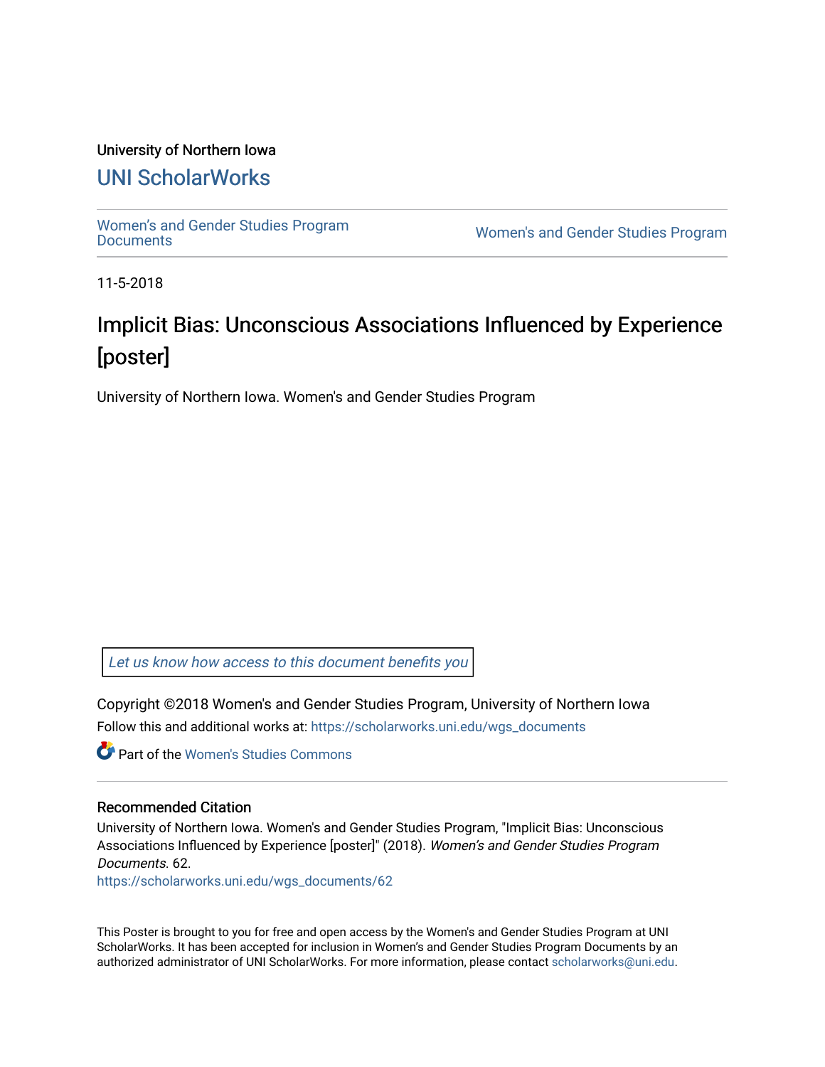University of Northern Iowa

# UNI ScholarWorks

Women’s and Gender Studies Program Documents | Women's and Gender Studies Program

11-5-2018

## Implicit Bias: Unconscious Associations Influenced by Experience [poster]

University of Northern Iowa. Women's and Gender Studies Program

*Let us know how access to this document benefits you*

Copyright ©2018 Women's and Gender Studies Program, University of Northern Iowa

Follow this and additional works at: https://scholarworks.uni.edu/wgs_documents

Part of the Women's Studies Commons

### Recommended Citation

University of Northern Iowa. Women's and Gender Studies Program, "Implicit Bias: Unconscious Associations Influenced by Experience [poster]" (2018). *Women’s and Gender Studies Program Documents*. 62.
https://scholarworks.uni.edu/wgs_documents/62

This Poster is brought to you for free and open access by the Women's and Gender Studies Program at UNI ScholarWorks. It has been accepted for inclusion in Women’s and Gender Studies Program Documents by an authorized administrator of UNI ScholarWorks. For more information, please contact scholarworks@uni.edu.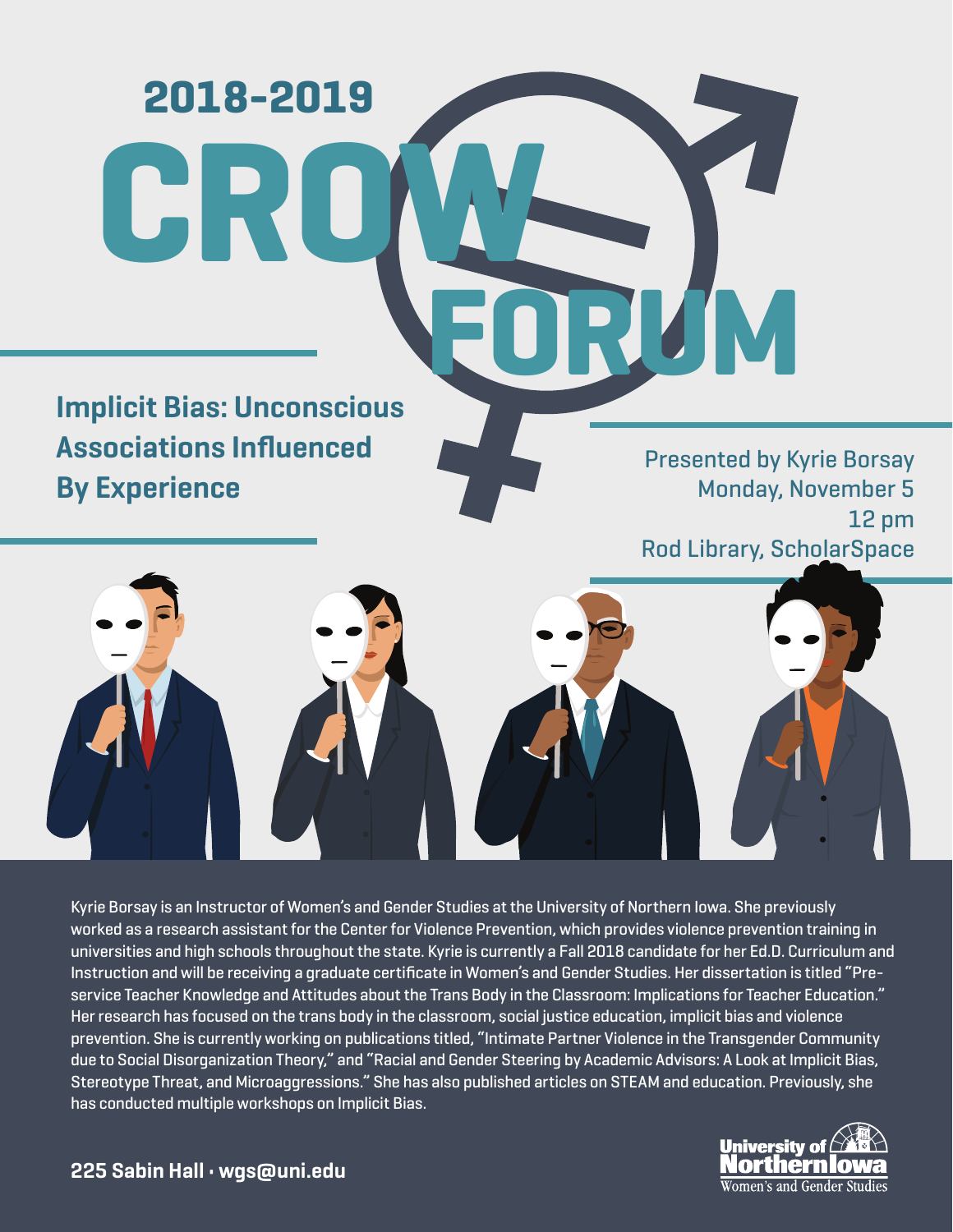# 2018-2019 CROW FORUM

## Implicit Bias: Unconscious Associations Influenced By Experience

Presented by Kyrie Borsay
Monday, November 5
12 pm
Rod Library, ScholarSpace

Kyrie Borsay is an Instructor of Women's and Gender Studies at the University of Northern Iowa. She previously worked as a research assistant for the Center for Violence Prevention, which provides violence prevention training in universities and high schools throughout the state. Kyrie is currently a Fall 2018 candidate for her Ed.D. Curriculum and Instruction and will be receiving a graduate certificate in Women's and Gender Studies. Her dissertation is titled "Pre-service Teacher Knowledge and Attitudes about the Trans Body in the Classroom: Implications for Teacher Education." Her research has focused on the trans body in the classroom, social justice education, implicit bias and violence prevention. She is currently working on publications titled, "Intimate Partner Violence in the Transgender Community due to Social Disorganization Theory," and "Racial and Gender Steering by Academic Advisors: A Look at Implicit Bias, Stereotype Threat, and Microaggressions." She has also published articles on STEAM and education. Previously, she has conducted multiple workshops on Implicit Bias.

**225 Sabin Hall · wgs@uni.edu**

University of Northern Iowa
Women's and Gender Studies